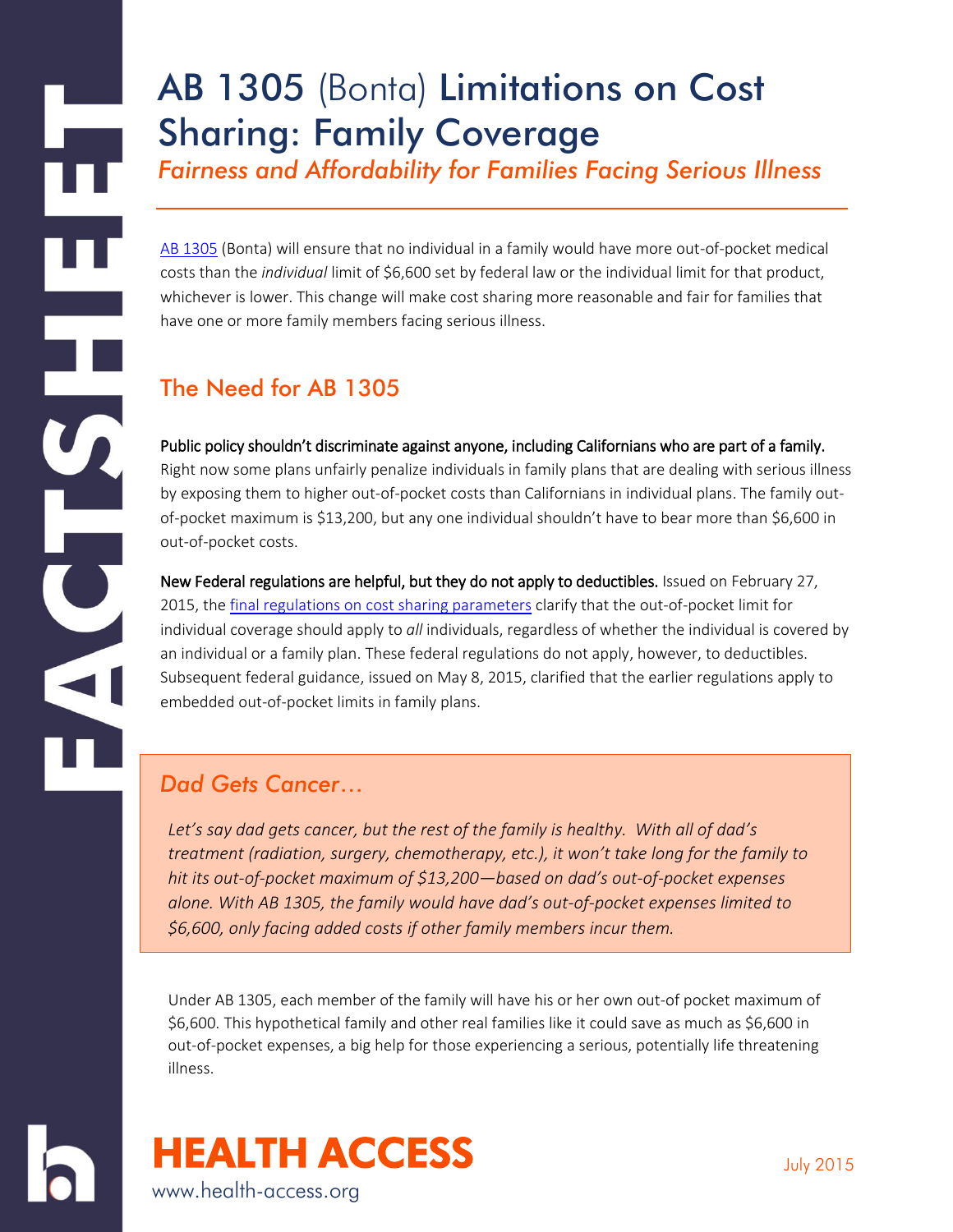# AB 1305 (Bonta) Limitations on Cost Sharing: Family Coverage

*Fairness and Affordability for Families Facing Serious Illness*

AB 1305 (Bonta) will ensure that no individual in a family would have more out-of-pocket medical costs than the *individual* limit of $6,600 set by federal law or the individual limit for that product, whichever is lower. This change will make cost sharing more reasonable and fair for families that have one or more family members facing serious illness.

## The Need for AB 1305

**Public policy shouldn't discriminate against anyone, including Californians who are part of a family.** Right now some plans unfairly penalize individuals in family plans that are dealing with serious illness by exposing them to higher out-of-pocket costs than Californians in individual plans. The family out-of-pocket maximum is $13,200, but any one individual shouldn't have to bear more than $6,600 in out-of-pocket costs.

**New Federal regulations are helpful, but they do not apply to deductibles.** Issued on February 27, 2015, the final regulations on cost sharing parameters clarify that the out-of-pocket limit for individual coverage should apply to *all* individuals, regardless of whether the individual is covered by an individual or a family plan. These federal regulations do not apply, however, to deductibles. Subsequent federal guidance, issued on May 8, 2015, clarified that the earlier regulations apply to embedded out-of-pocket limits in family plans.

### *Dad Gets Cancer…*

*Let's say dad gets cancer, but the rest of the family is healthy. With all of dad's treatment (radiation, surgery, chemotherapy, etc.), it won't take long for the family to hit its out-of-pocket maximum of $13,200—based on dad's out-of-pocket expenses alone. With AB 1305, the family would have dad's out-of-pocket expenses limited to $6,600, only facing added costs if other family members incur them.*

Under AB 1305, each member of the family will have his or her own out-of pocket maximum of $6,600. This hypothetical family and other real families like it could save as much as $6,600 in out-of-pocket expenses, a big help for those experiencing a serious, potentially life threatening illness.

**HEALTH ACCESS**
www.health-access.org

July 2015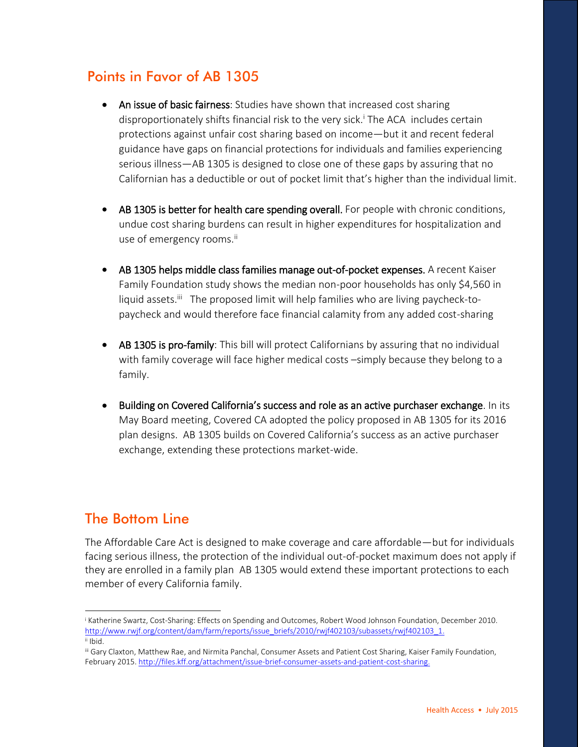## Points in Favor of AB 1305

- **An issue of basic fairness**: Studies have shown that increased cost sharing disproportionately shifts financial risk to the very sick.[i] The ACA includes certain protections against unfair cost sharing based on income—but it and recent federal guidance have gaps on financial protections for individuals and families experiencing serious illness—AB 1305 is designed to close one of these gaps by assuring that no Californian has a deductible or out of pocket limit that's higher than the individual limit.

- **AB 1305 is better for health care spending overall.** For people with chronic conditions, undue cost sharing burdens can result in higher expenditures for hospitalization and use of emergency rooms.[ii]

- **AB 1305 helps middle class families manage out-of-pocket expenses.** A recent Kaiser Family Foundation study shows the median non-poor households has only $4,560 in liquid assets.[iii] The proposed limit will help families who are living paycheck-to-paycheck and would therefore face financial calamity from any added cost-sharing

- **AB 1305 is pro-family**: This bill will protect Californians by assuring that no individual with family coverage will face higher medical costs –simply because they belong to a family.

- **Building on Covered California's success and role as an active purchaser exchange**. In its May Board meeting, Covered CA adopted the policy proposed in AB 1305 for its 2016 plan designs. AB 1305 builds on Covered California's success as an active purchaser exchange, extending these protections market-wide.

## The Bottom Line

The Affordable Care Act is designed to make coverage and care affordable—but for individuals facing serious illness, the protection of the individual out-of-pocket maximum does not apply if they are enrolled in a family plan AB 1305 would extend these important protections to each member of every California family.

---

[i] Katherine Swartz, Cost-Sharing: Effects on Spending and Outcomes, Robert Wood Johnson Foundation, December 2010. http://www.rwjf.org/content/dam/farm/reports/issue_briefs/2010/rwjf402103/subassets/rwjf402103_1.

[ii] Ibid.

[iii] Gary Claxton, Matthew Rae, and Nirmita Panchal, Consumer Assets and Patient Cost Sharing, Kaiser Family Foundation, February 2015. http://files.kff.org/attachment/issue-brief-consumer-assets-and-patient-cost-sharing.